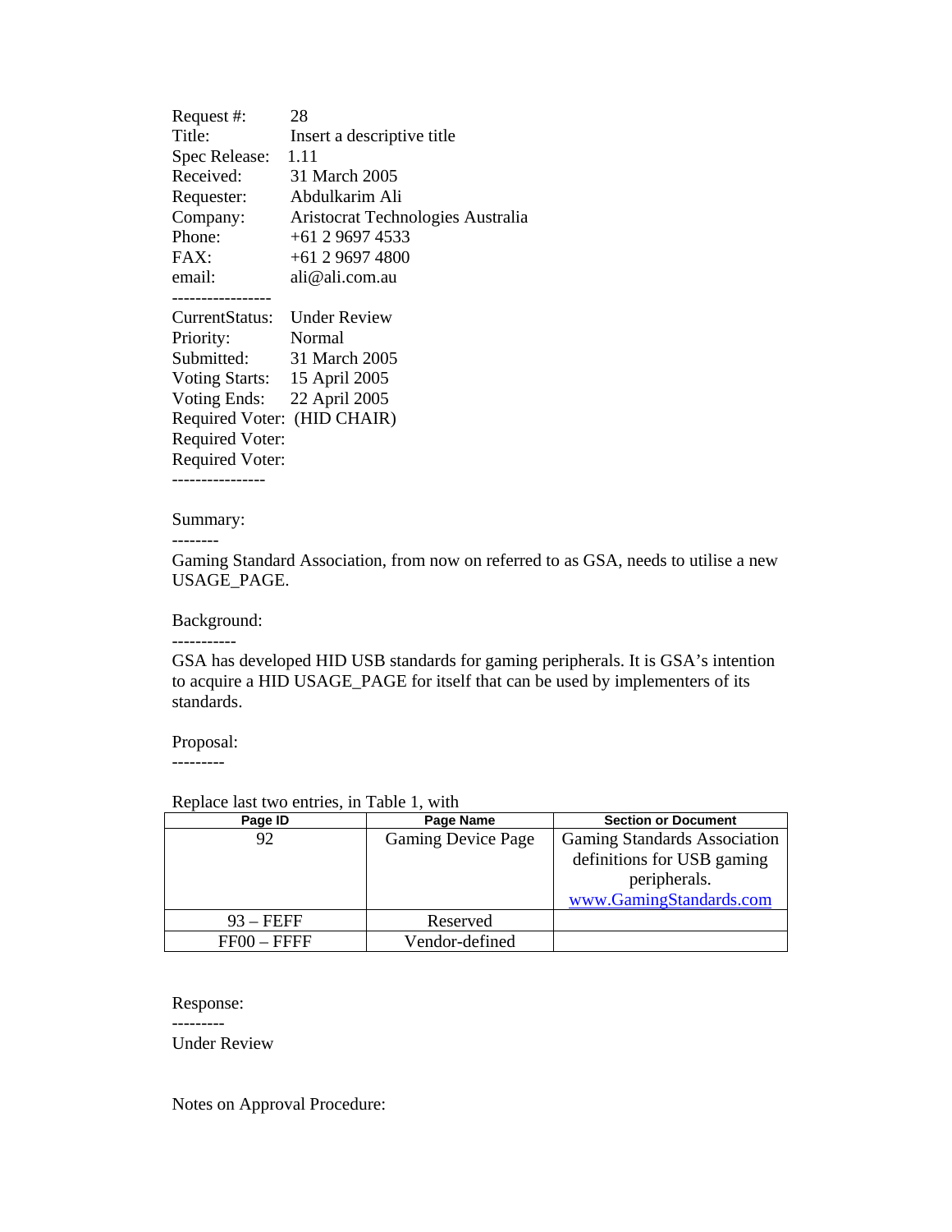Request #: 28
Title: Insert a descriptive title
Spec Release: 1.11
Received: 31 March 2005
Requester: Abdulkarim Ali
Company: Aristocrat Technologies Australia
Phone: +61 2 9697 4533
FAX: +61 2 9697 4800
email: ali@ali.com.au

-----------------

CurrentStatus: Under Review
Priority: Normal
Submitted: 31 March 2005
Voting Starts: 15 April 2005
Voting Ends: 22 April 2005
Required Voter: (HID CHAIR)
Required Voter:
Required Voter:

----------------

Summary:

--------

Gaming Standard Association, from now on referred to as GSA, needs to utilise a new USAGE_PAGE.

Background:

-----------

GSA has developed HID USB standards for gaming peripherals. It is GSA's intention to acquire a HID USAGE_PAGE for itself that can be used by implementers of its standards.

Proposal:

---------

Replace last two entries, in Table 1, with

| Page ID | Page Name | Section or Document |
|---|---|---|
| 92 | Gaming Device Page | Gaming Standards Association definitions for USB gaming peripherals. www.GamingStandards.com |
| 93 – FEFF | Reserved | |
| FF00 – FFFF | Vendor-defined | |

Response:

---------

Under Review

Notes on Approval Procedure: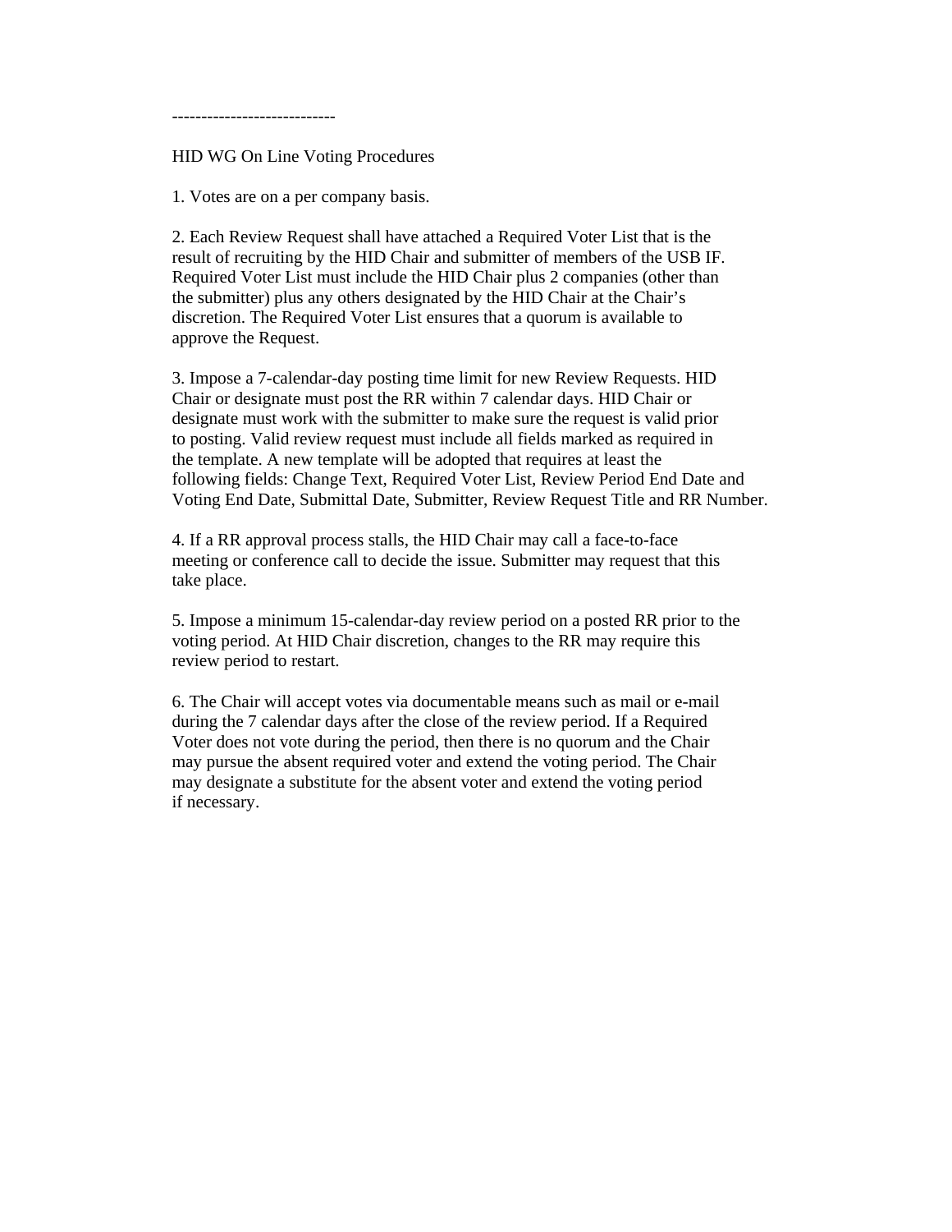----------------------------

HID WG On Line Voting Procedures

1. Votes are on a per company basis.

2. Each Review Request shall have attached a Required Voter List that is the result of recruiting by the HID Chair and submitter of members of the USB IF. Required Voter List must include the HID Chair plus 2 companies (other than the submitter) plus any others designated by the HID Chair at the Chair's discretion. The Required Voter List ensures that a quorum is available to approve the Request.

3. Impose a 7-calendar-day posting time limit for new Review Requests. HID Chair or designate must post the RR within 7 calendar days. HID Chair or designate must work with the submitter to make sure the request is valid prior to posting. Valid review request must include all fields marked as required in the template. A new template will be adopted that requires at least the following fields: Change Text, Required Voter List, Review Period End Date and Voting End Date, Submittal Date, Submitter, Review Request Title and RR Number.

4. If a RR approval process stalls, the HID Chair may call a face-to-face meeting or conference call to decide the issue. Submitter may request that this take place.

5. Impose a minimum 15-calendar-day review period on a posted RR prior to the voting period. At HID Chair discretion, changes to the RR may require this review period to restart.

6. The Chair will accept votes via documentable means such as mail or e-mail during the 7 calendar days after the close of the review period. If a Required Voter does not vote during the period, then there is no quorum and the Chair may pursue the absent required voter and extend the voting period. The Chair may designate a substitute for the absent voter and extend the voting period if necessary.